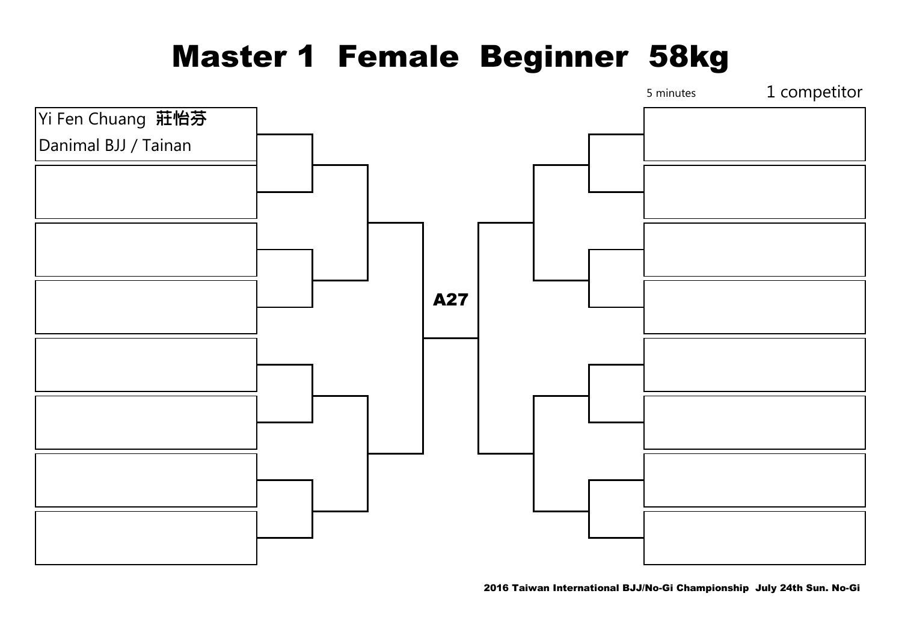# Master 1 Female Beginner 58kg

5 minutes

1 competitor

Yi Fen Chuang 莊怡芬
Danimal BJJ / Tainan

A27

2016 Taiwan International BJJ/No-Gi Championship July 24th Sun. No-Gi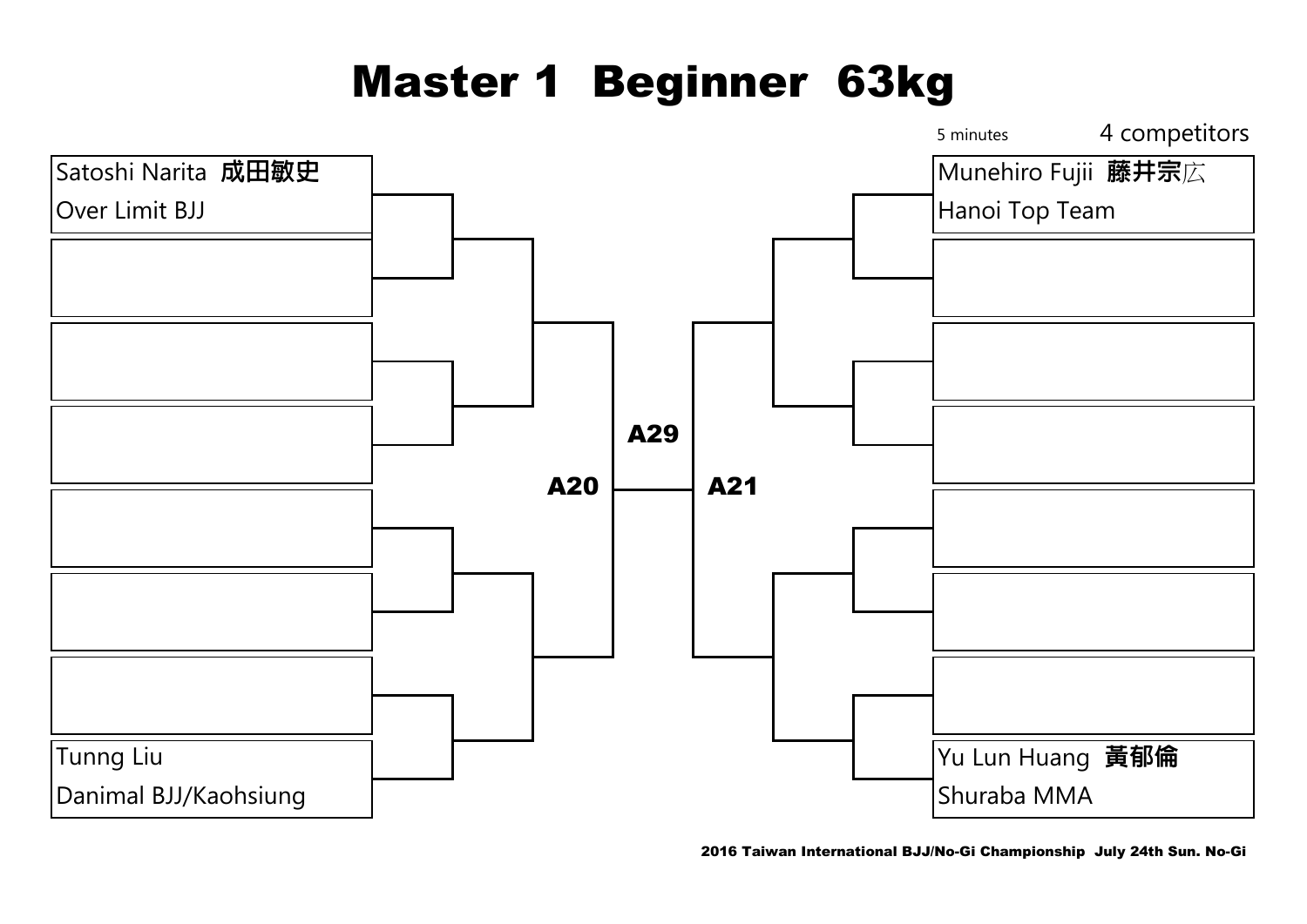# Master 1 Beginner 63kg

5 minutes

4 competitors

Satoshi Narita 成田敏史
Over Limit BJJ

Tunng Liu
Danimal BJJ/Kaohsiung

A20

A29

A21

Munehiro Fujii 藤井宗広
Hanoi Top Team

Yu Lun Huang 黃郁倫
Shuraba MMA

2016 Taiwan International BJJ/No-Gi Championship July 24th Sun. No-Gi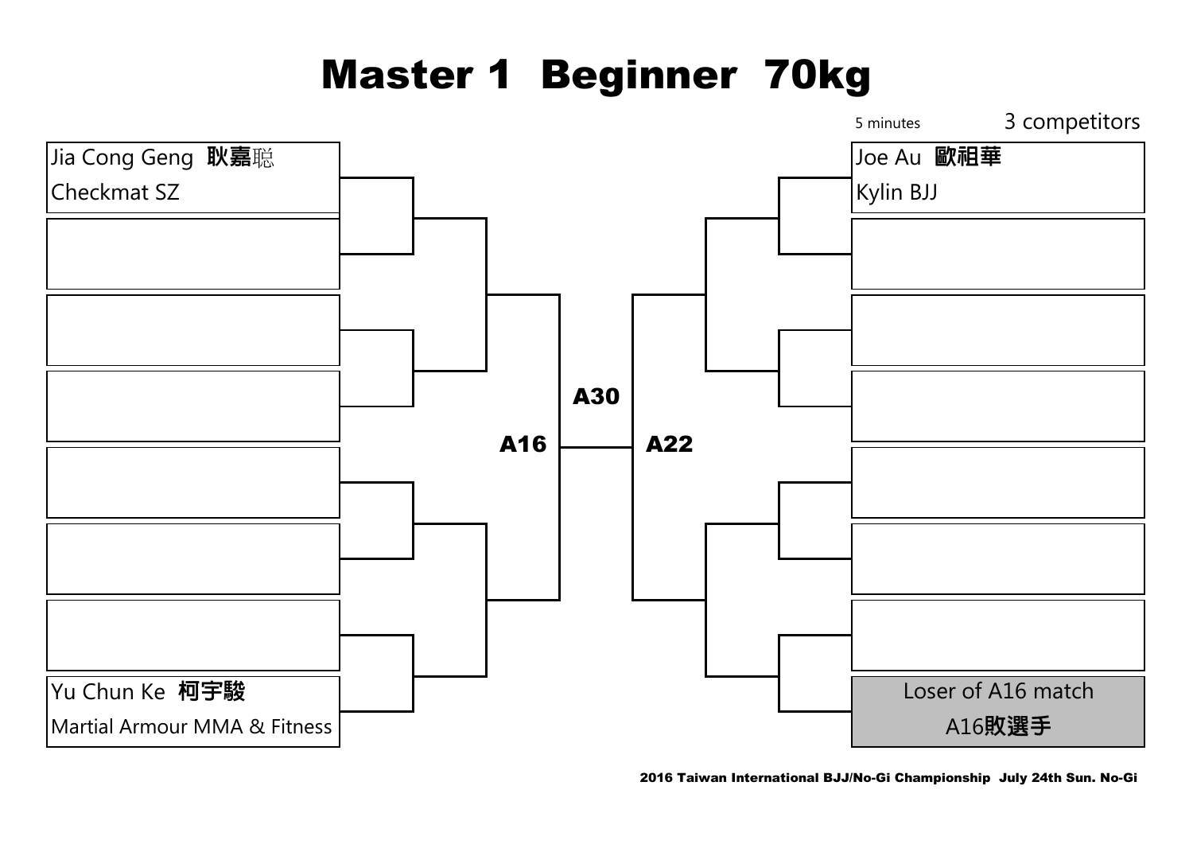# Master 1 Beginner 70kg

5 minutes

3 competitors

Jia Cong Geng 耿嘉聡
Checkmat SZ

Yu Chun Ke 柯宇駿
Martial Armour MMA & Fitness

A16

A30

A22

Joe Au 歐祖華
Kylin BJJ

Loser of A16 match
A16敗選手

2016 Taiwan International BJJ/No-Gi Championship July 24th Sun. No-Gi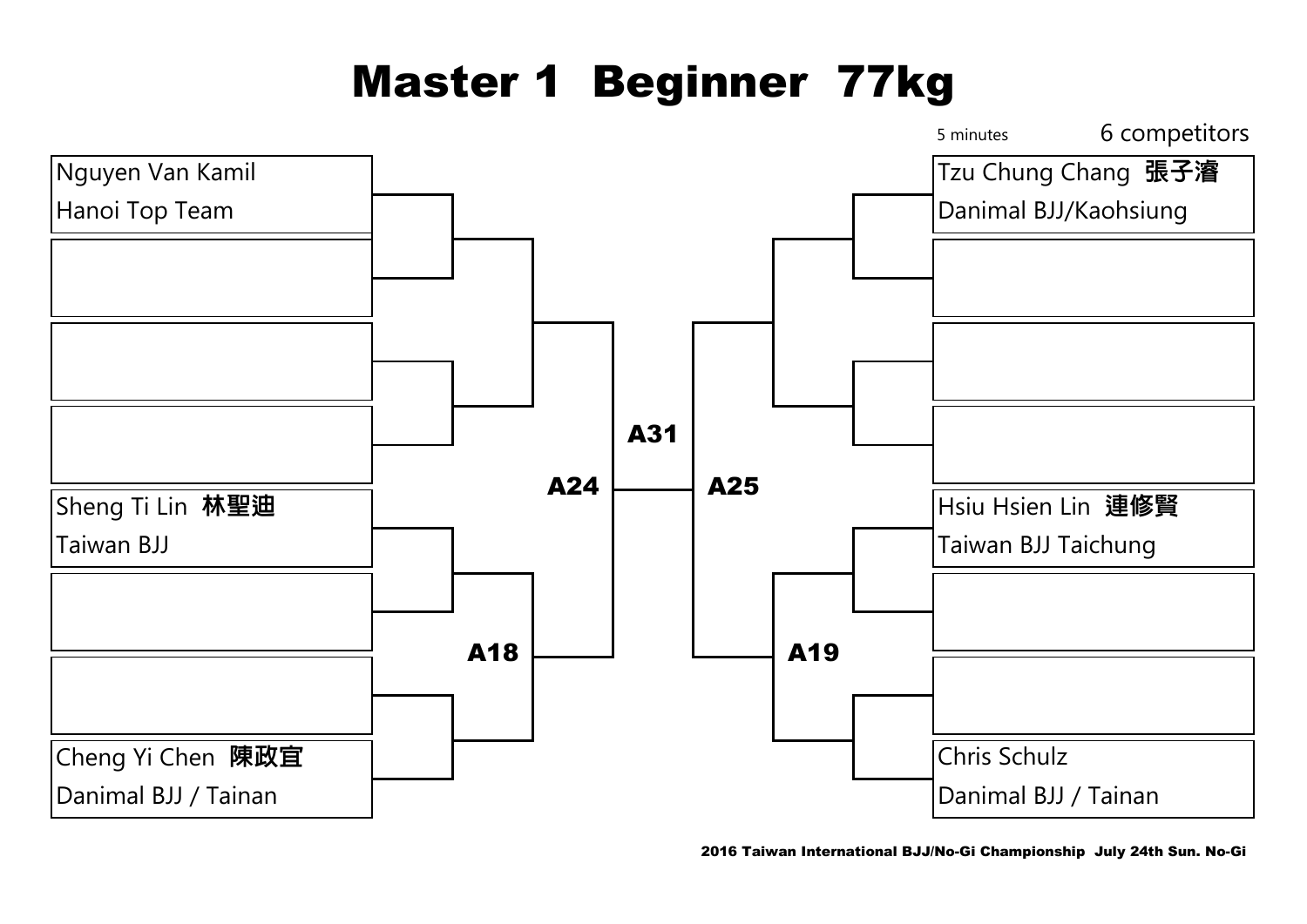# Master 1 Beginner 77kg

5 minutes

6 competitors

**Left bracket**

- Nguyen Van Kamil
  Hanoi Top Team
- Sheng Ti Lin 林聖迪
  Taiwan BJJ
- Cheng Yi Chen 陳政宜
  Danimal BJJ / Tainan

**Right bracket**

- Tzu Chung Chang 張子濬
  Danimal BJJ/Kaohsiung
- Hsiu Hsien Lin 連修賢
  Taiwan BJJ Taichung
- Chris Schulz
  Danimal BJJ / Tainan

**Matches**

- A18
- A19
- A24
- A25
- A31

2016 Taiwan International BJJ/No-Gi Championship July 24th Sun. No-Gi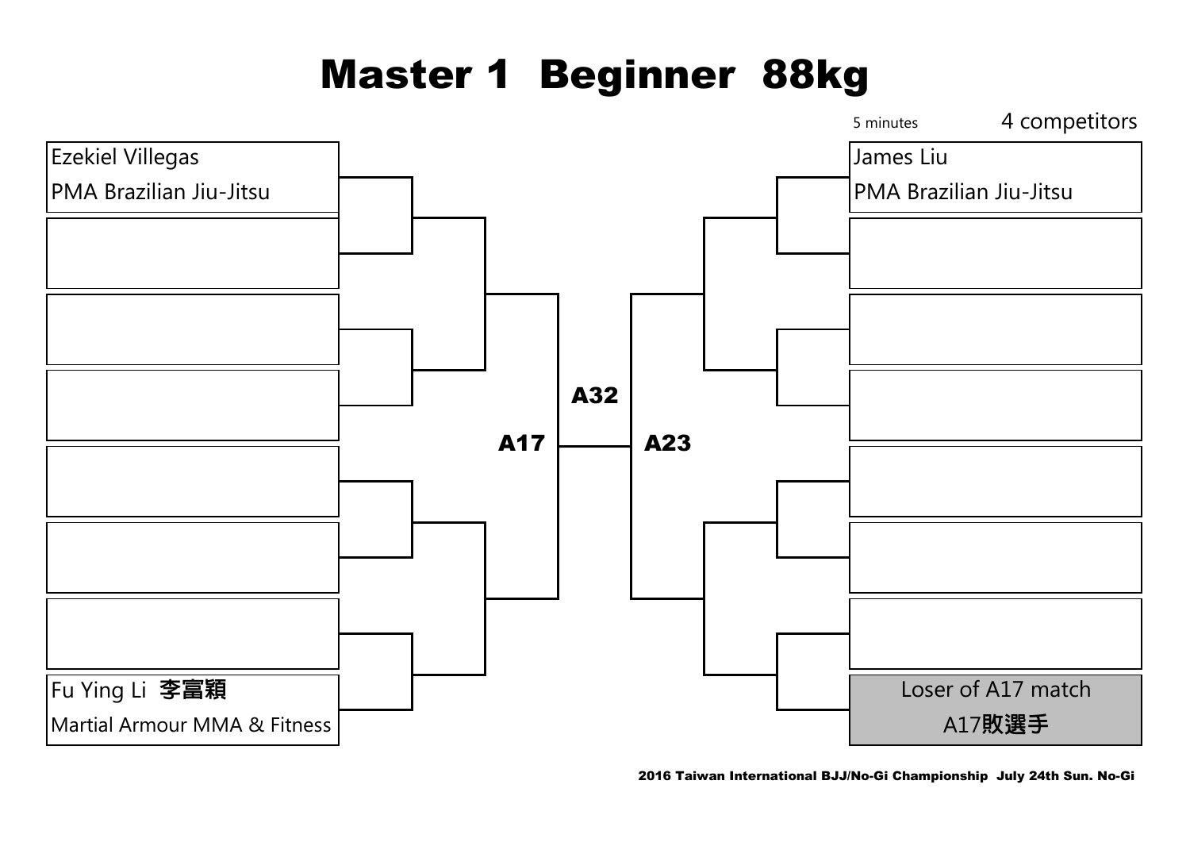# Master 1 Beginner 88kg

5 minutes

4 competitors

| Left Bracket | Right Bracket |
| --- | --- |
| Ezekiel Villegas<br>PMA Brazilian Jiu-Jitsu | James Liu<br>PMA Brazilian Jiu-Jitsu |
| | |
| | |
| | |
| | |
| | |
| | |
| Fu Ying Li 李富穎<br>Martial Armour MMA & Fitness | Loser of A17 match<br>A17敗選手 |

A17

A32

A23

2016 Taiwan International BJJ/No-Gi Championship July 24th Sun. No-Gi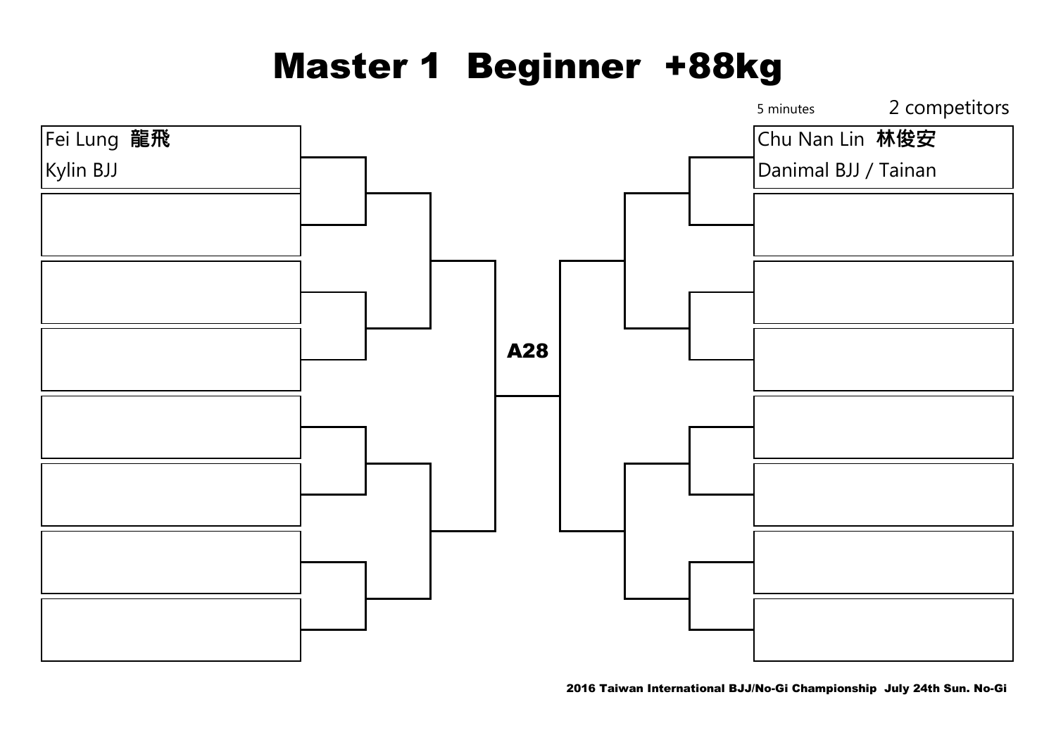# Master 1 Beginner +88kg

5 minutes

2 competitors

Fei Lung 龍飛
Kylin BJJ

A28

Chu Nan Lin 林俊安
Danimal BJJ / Tainan

2016 Taiwan International BJJ/No-Gi Championship July 24th Sun. No-Gi